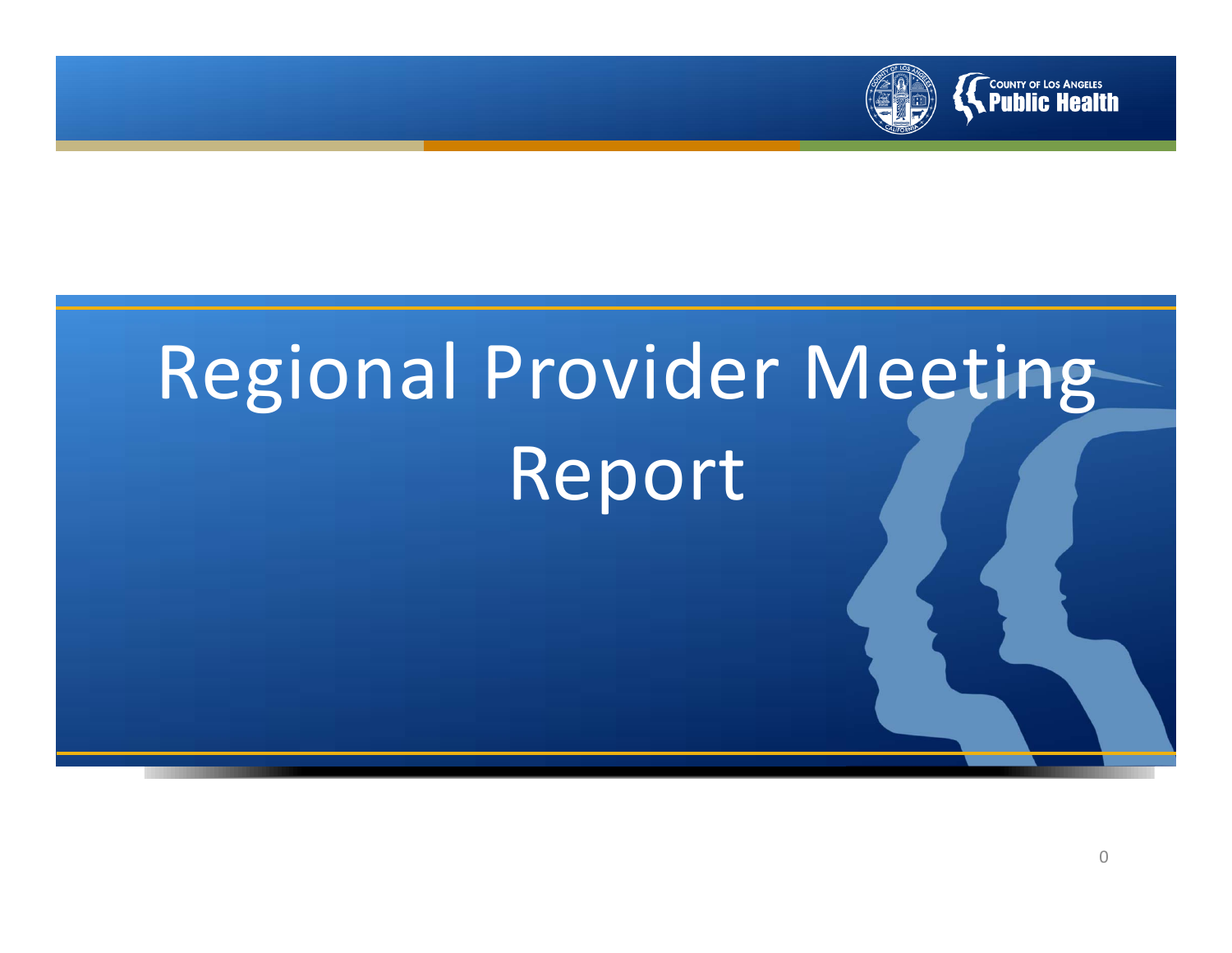# Regional Provider Meeting Report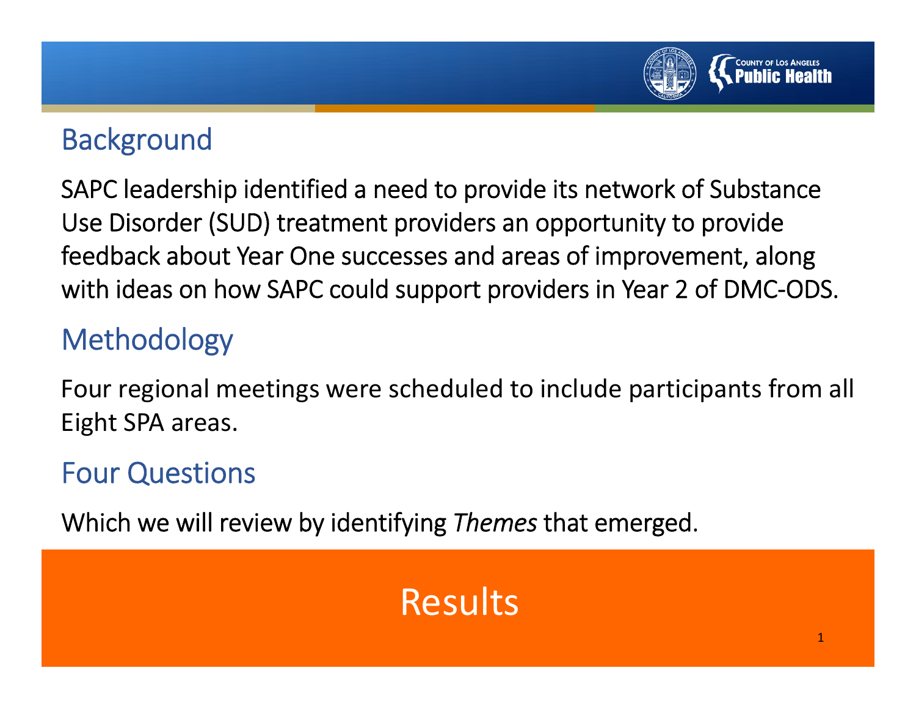## Background

SAPC leadership identified a need to provide its network of Substance Use Disorder (SUD) treatment providers an opportunity to provide feedback about Year One successes and areas of improvement, along with ideas on how SAPC could support providers in Year 2 of DMC-ODS.

## Methodology

Four regional meetings were scheduled to include participants from all Eight SPA areas.

## Four Questions

Which we will review by identifying *Themes* that emerged.

# Results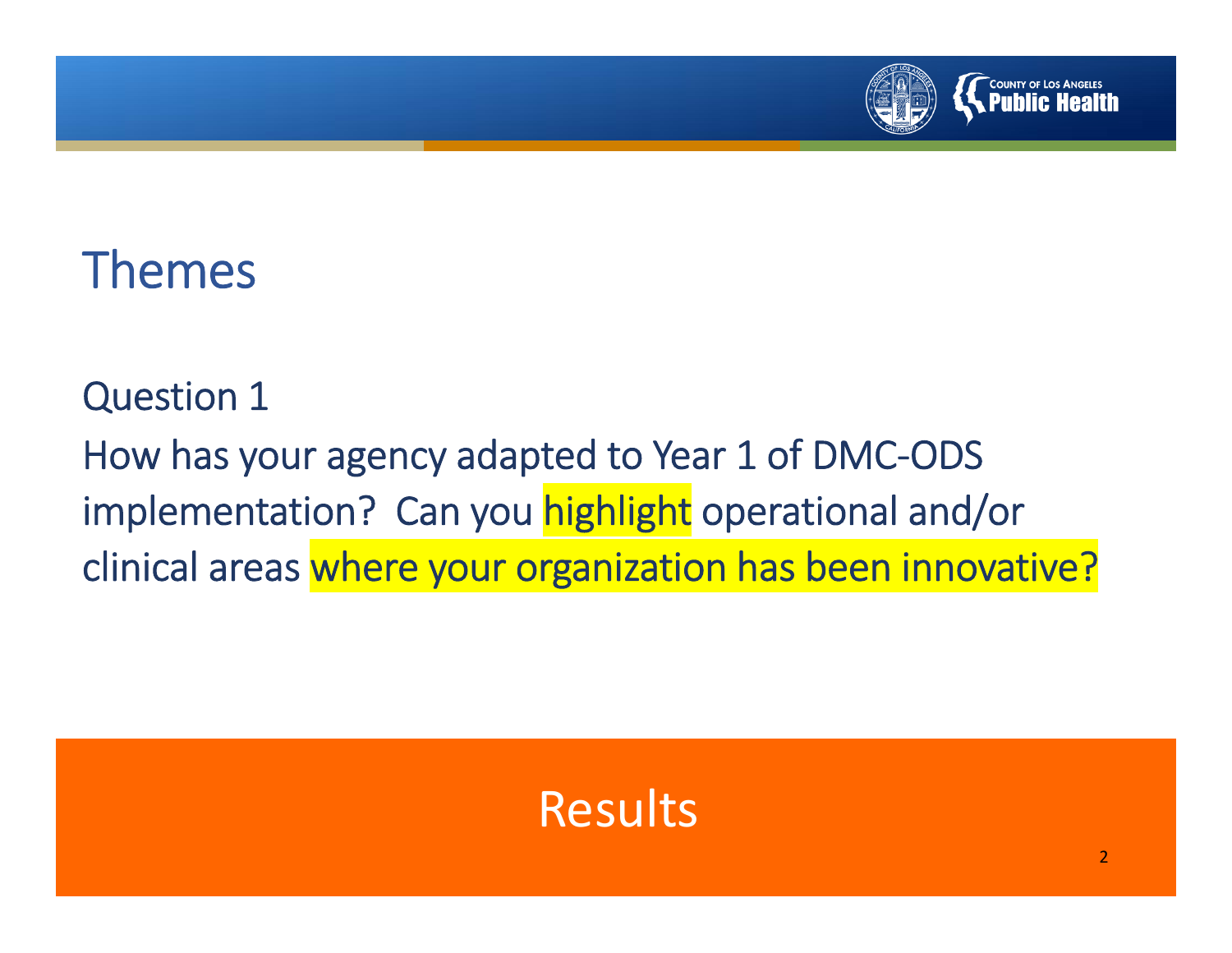# Themes

Question 1

How has your agency adapted to Year 1 of DMC-ODS implementation? Can you highlight operational and/or clinical areas where your organization has been innovative?

Results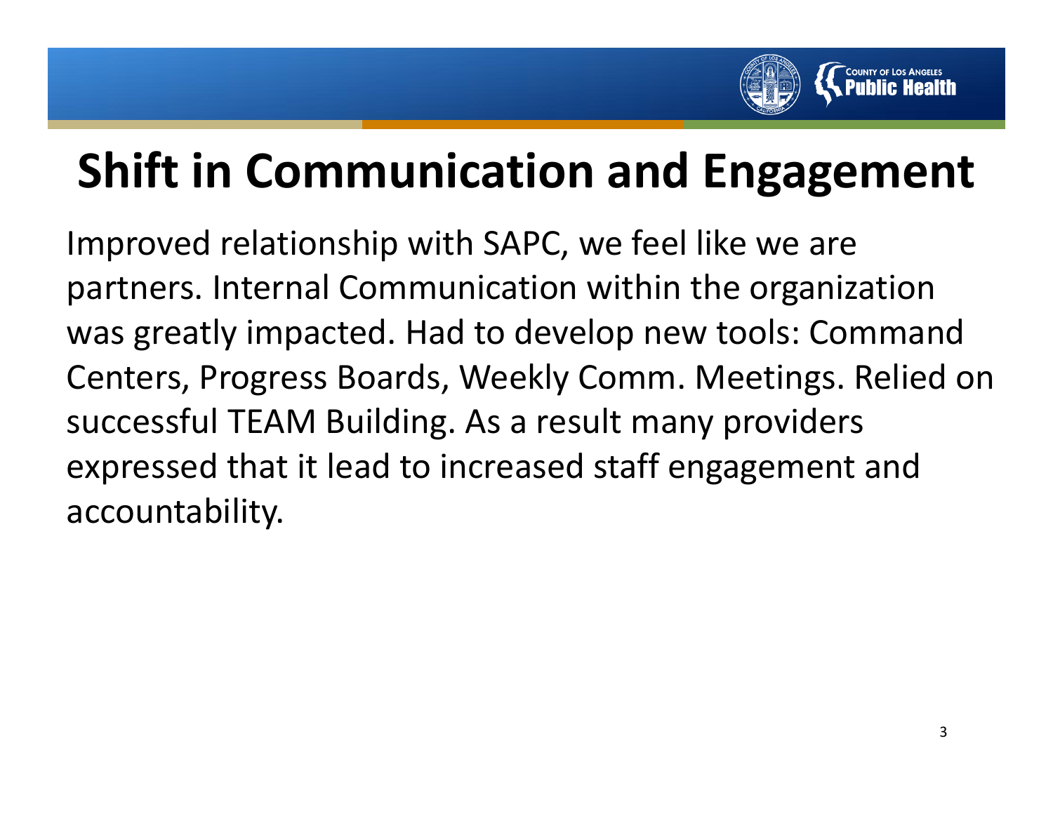# Shift in Communication and Engagement

Improved relationship with SAPC, we feel like we are partners. Internal Communication within the organization was greatly impacted. Had to develop new tools: Command Centers, Progress Boards, Weekly Comm. Meetings. Relied on successful TEAM Building. As a result many providers expressed that it lead to increased staff engagement and accountability.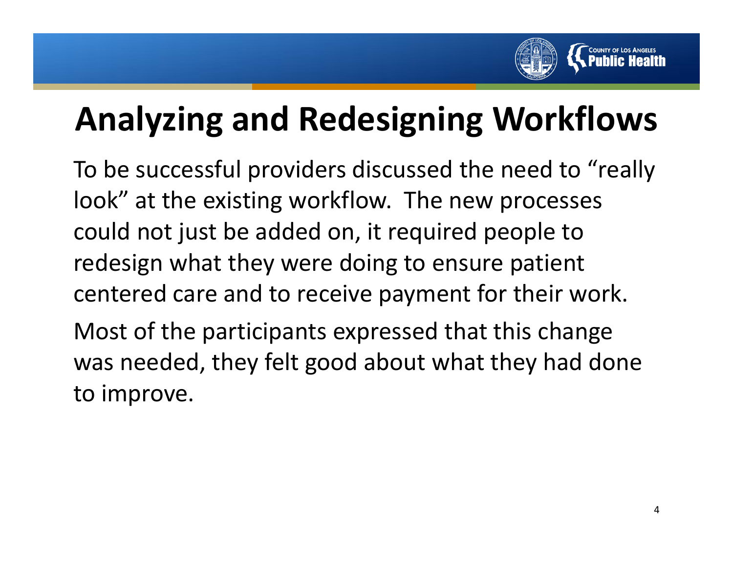# Analyzing and Redesigning Workflows

To be successful providers discussed the need to "really look" at the existing workflow. The new processes could not just be added on, it required people to redesign what they were doing to ensure patient centered care and to receive payment for their work.

Most of the participants expressed that this change was needed, they felt good about what they had done to improve.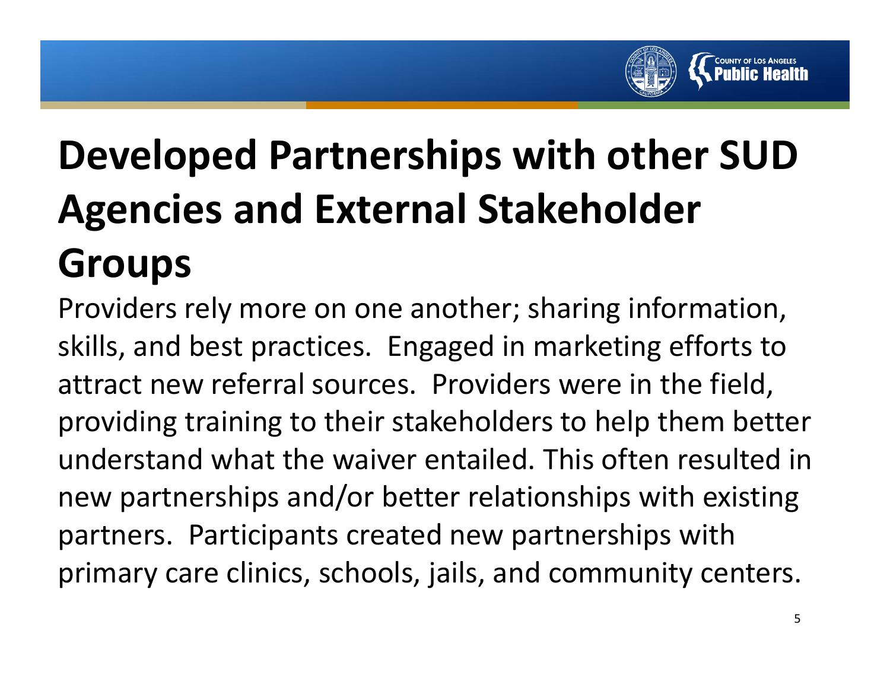# Developed Partnerships with other SUD Agencies and External Stakeholder Groups

Providers rely more on one another; sharing information, skills, and best practices. Engaged in marketing efforts to attract new referral sources. Providers were in the field, providing training to their stakeholders to help them better understand what the waiver entailed. This often resulted in new partnerships and/or better relationships with existing partners. Participants created new partnerships with primary care clinics, schools, jails, and community centers.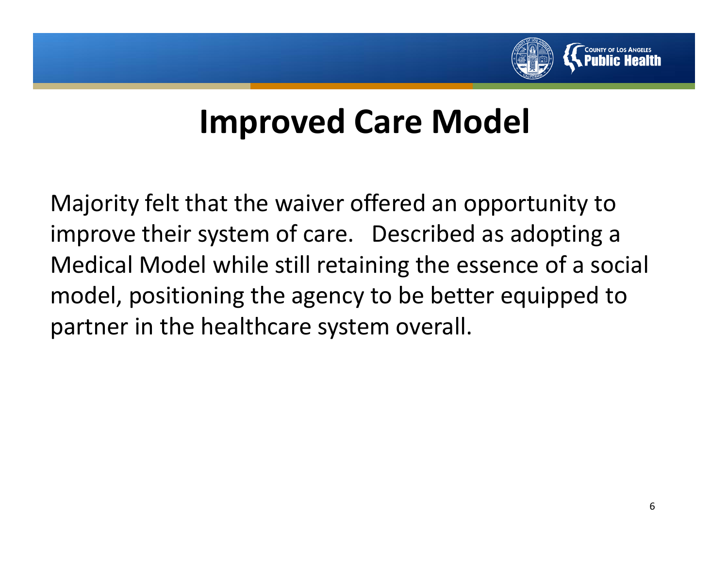# Improved Care Model

Majority felt that the waiver offered an opportunity to improve their system of care. Described as adopting a Medical Model while still retaining the essence of a social model, positioning the agency to be better equipped to partner in the healthcare system overall.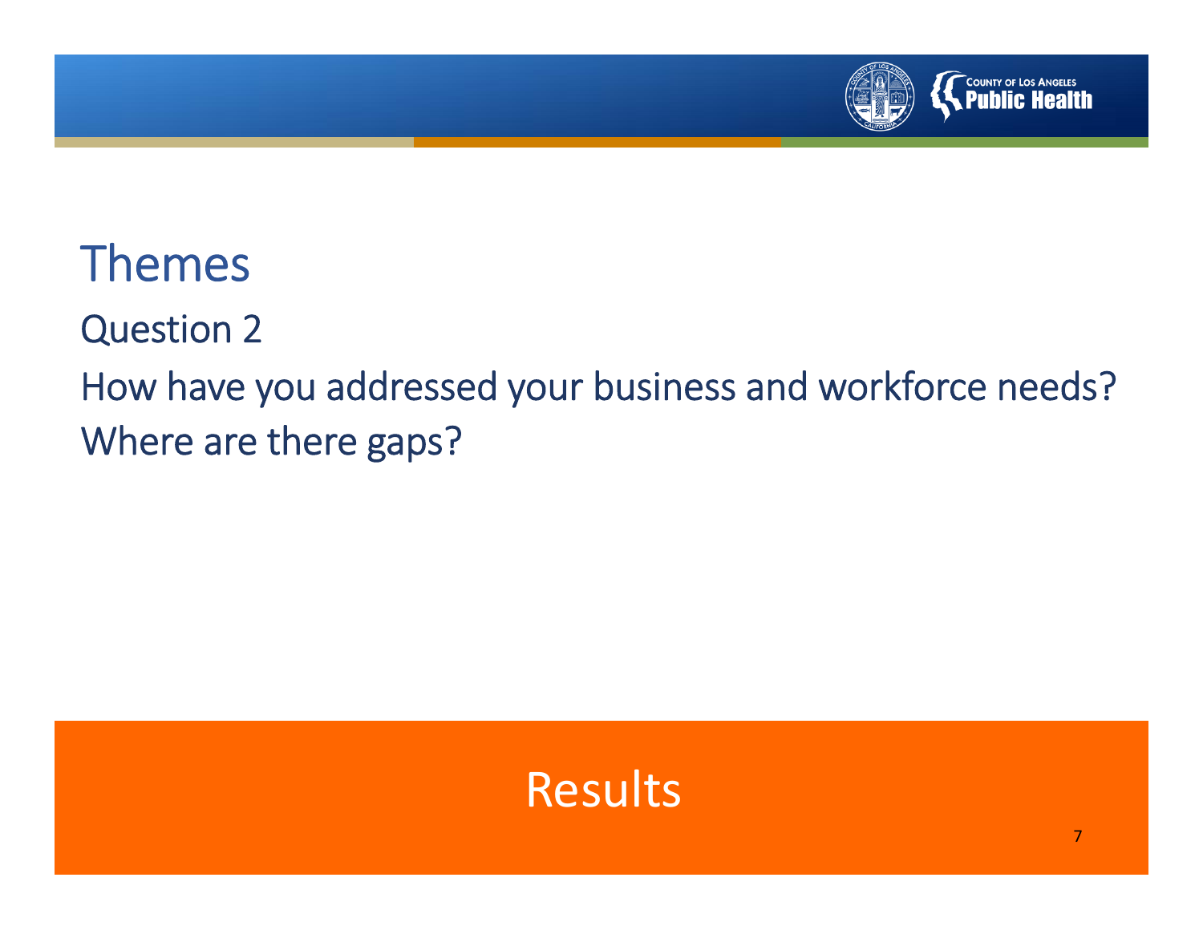# Themes

## Question 2

How have you addressed your business and workforce needs? Where are there gaps?

Results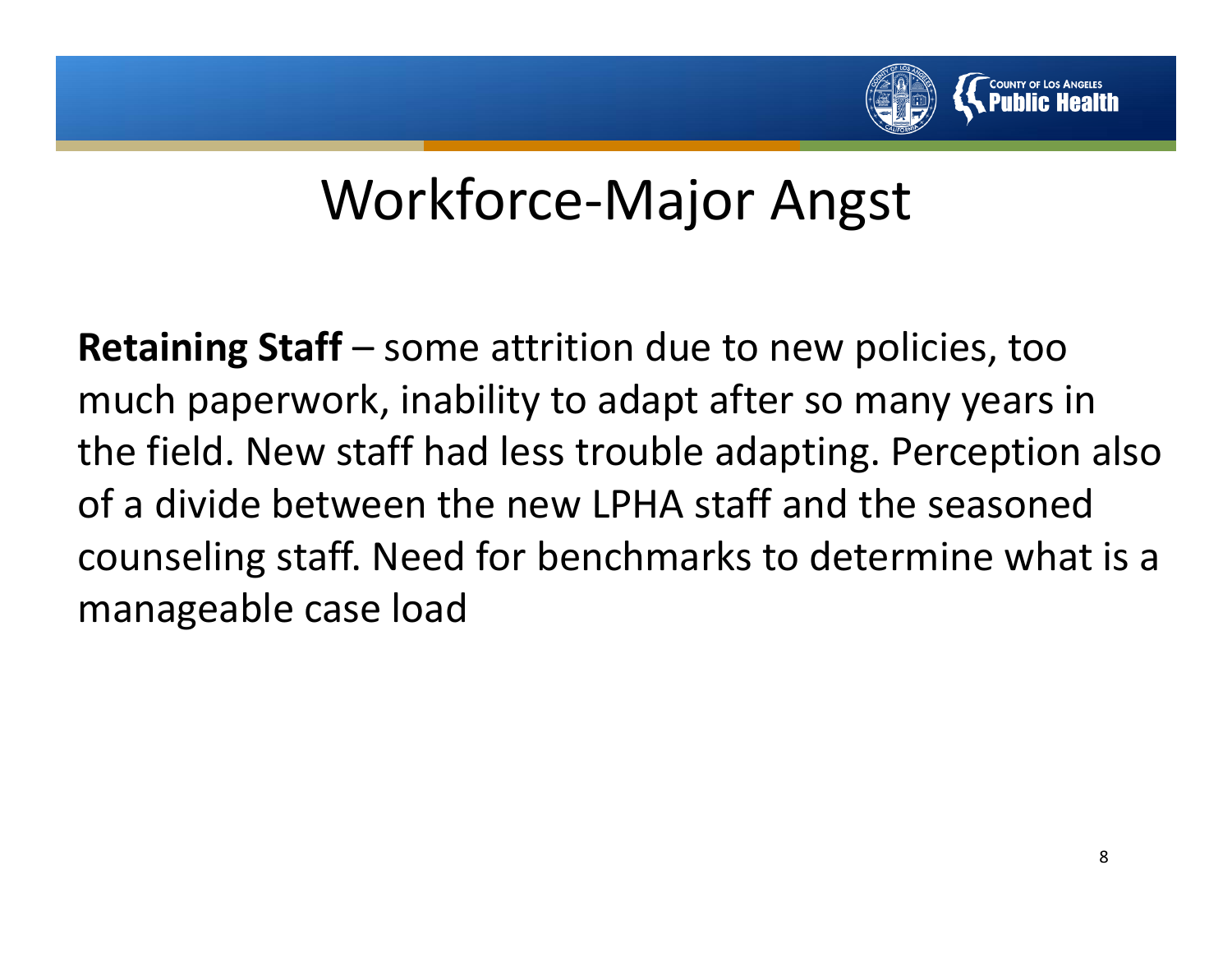# Workforce-Major Angst

**Retaining Staff** – some attrition due to new policies, too much paperwork, inability to adapt after so many years in the field. New staff had less trouble adapting. Perception also of a divide between the new LPHA staff and the seasoned counseling staff. Need for benchmarks to determine what is a manageable case load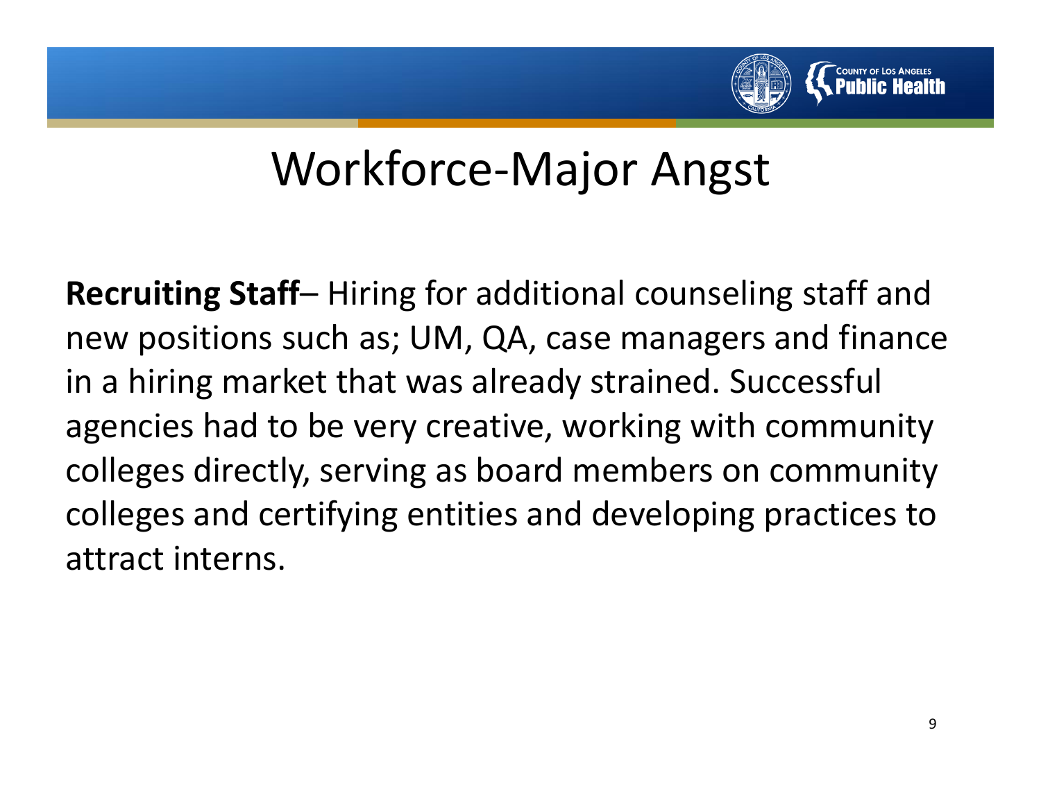# Workforce-Major Angst

**Recruiting Staff**– Hiring for additional counseling staff and new positions such as; UM, QA, case managers and finance in a hiring market that was already strained. Successful agencies had to be very creative, working with community colleges directly, serving as board members on community colleges and certifying entities and developing practices to attract interns.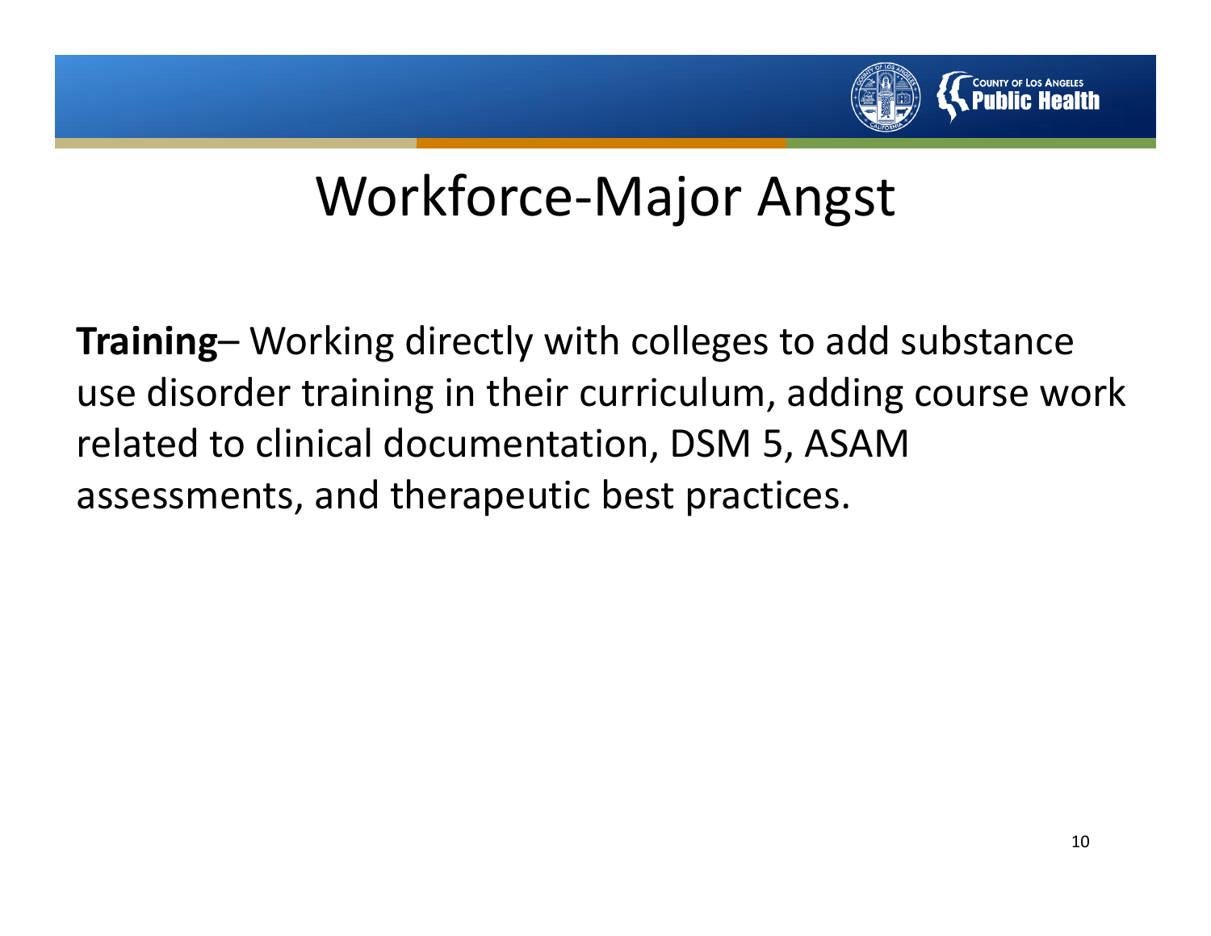# Workforce-Major Angst

**Training**– Working directly with colleges to add substance use disorder training in their curriculum, adding course work related to clinical documentation, DSM 5, ASAM assessments, and therapeutic best practices.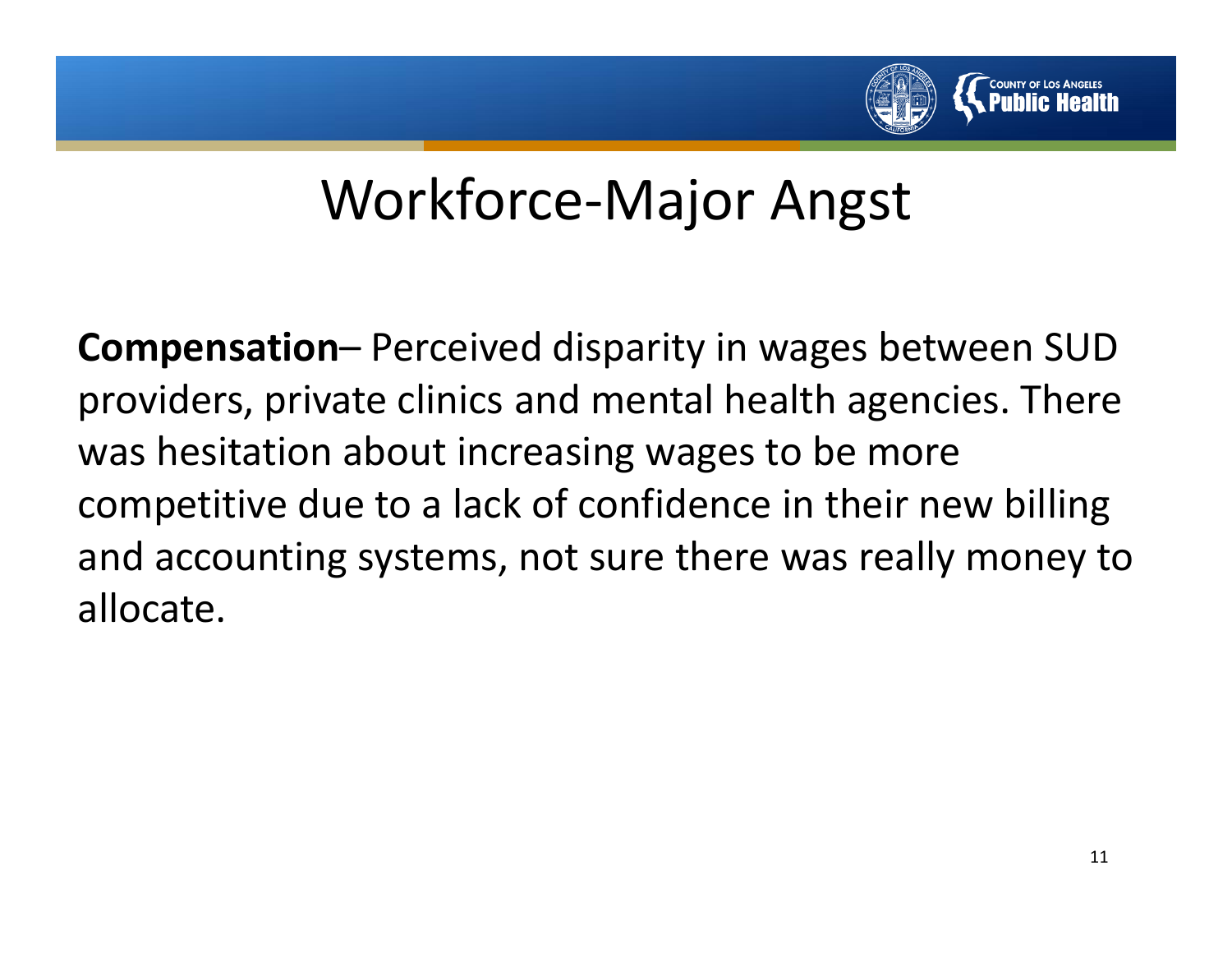# Workforce-Major Angst

**Compensation**– Perceived disparity in wages between SUD providers, private clinics and mental health agencies. There was hesitation about increasing wages to be more competitive due to a lack of confidence in their new billing and accounting systems, not sure there was really money to allocate.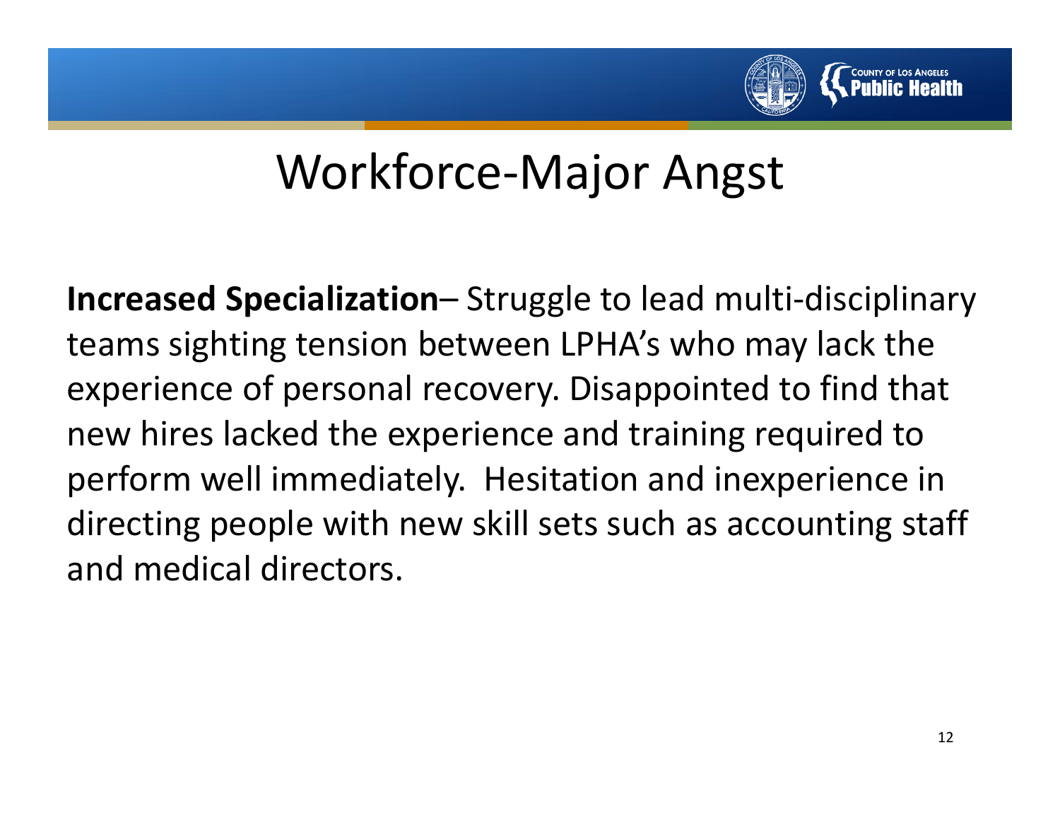# Workforce-Major Angst

**Increased Specialization**– Struggle to lead multi-disciplinary teams sighting tension between LPHA's who may lack the experience of personal recovery. Disappointed to find that new hires lacked the experience and training required to perform well immediately. Hesitation and inexperience in directing people with new skill sets such as accounting staff and medical directors.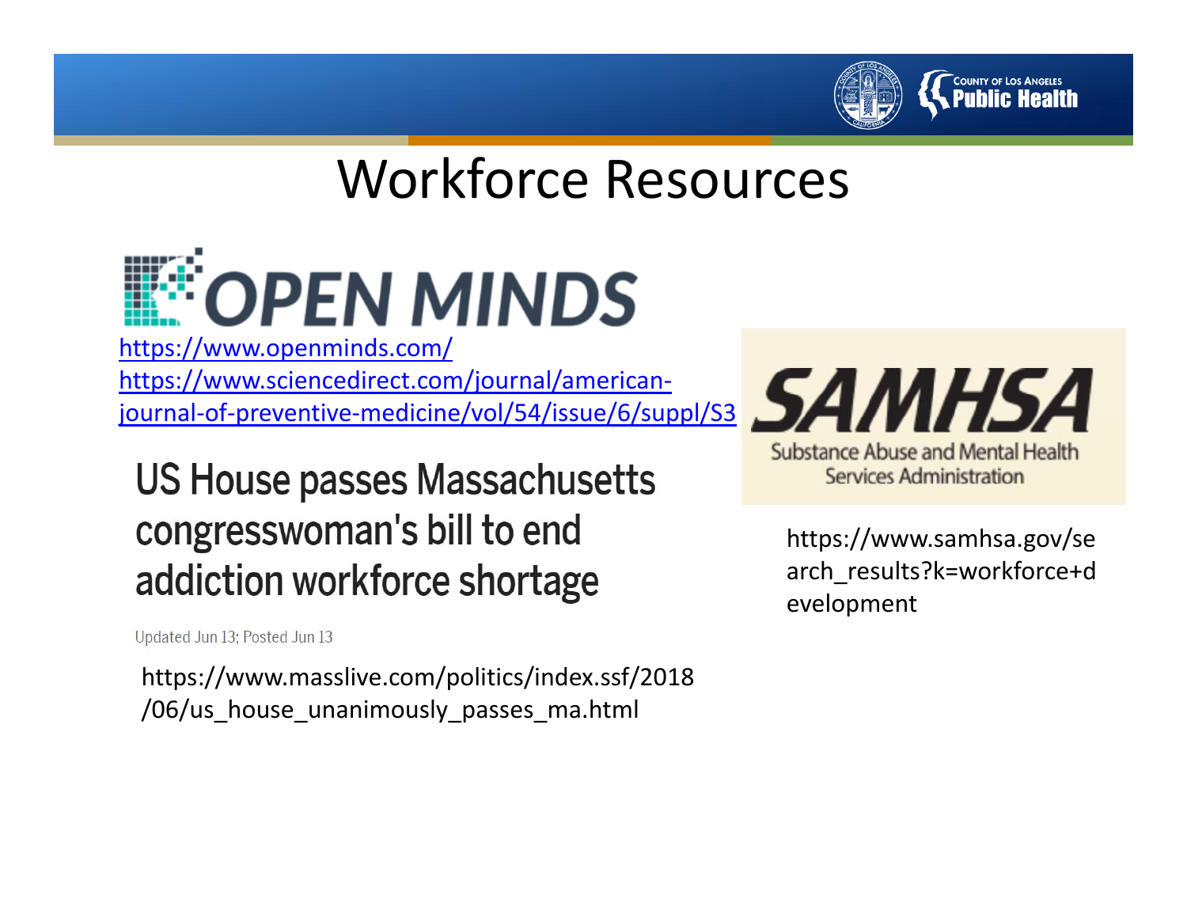# Workforce Resources

OPEN MINDS

https://www.openminds.com/

https://www.sciencedirect.com/journal/american-journal-of-preventive-medicine/vol/54/issue/6/suppl/S3

## US House passes Massachusetts congresswoman's bill to end addiction workforce shortage

Updated Jun 13; Posted Jun 13

https://www.masslive.com/politics/index.ssf/2018/06/us_house_unanimously_passes_ma.html

SAMHSA

Substance Abuse and Mental Health Services Administration

https://www.samhsa.gov/search_results?k=workforce+development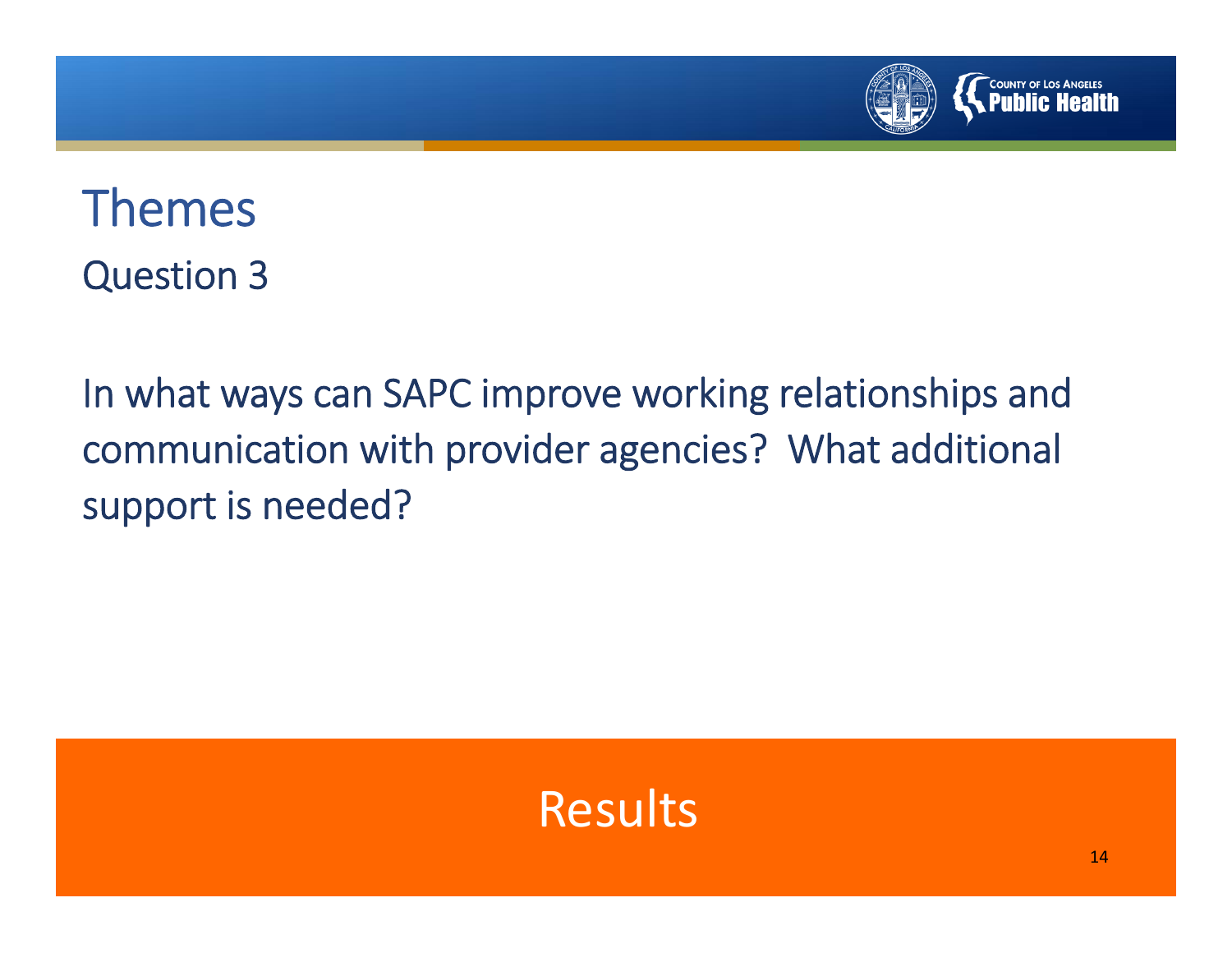# Themes

## Question 3

In what ways can SAPC improve working relationships and communication with provider agencies? What additional support is needed?

Results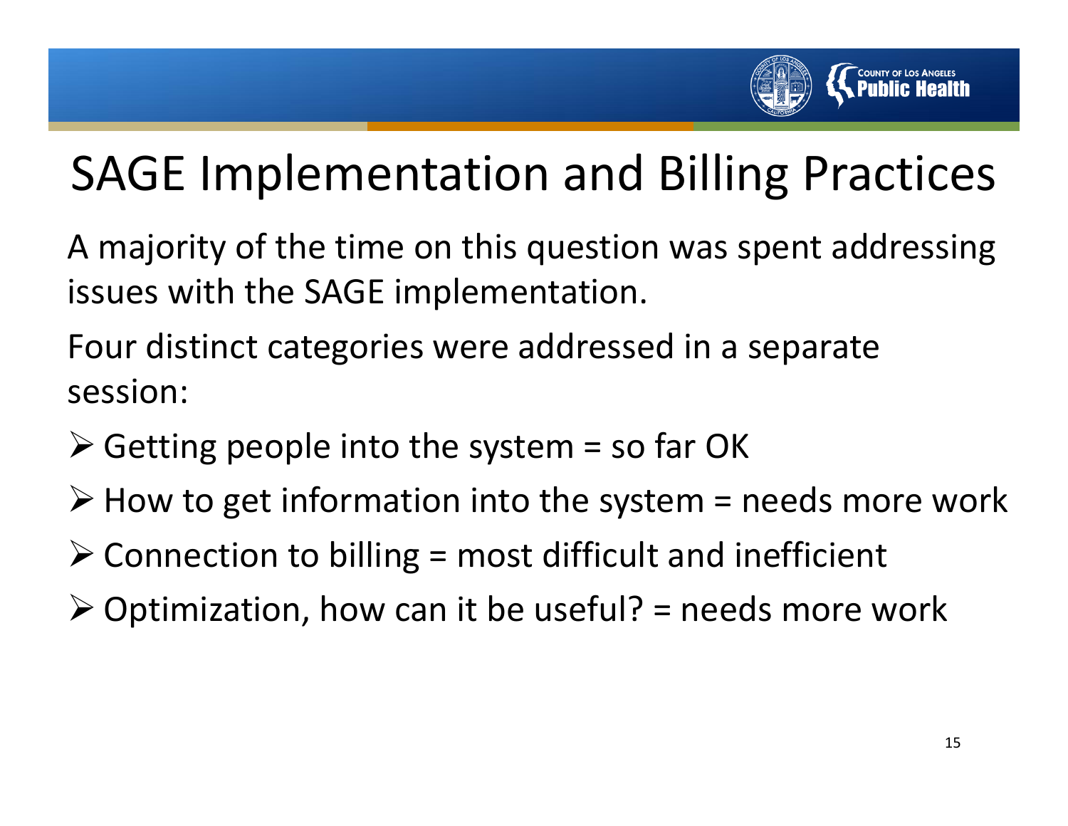# SAGE Implementation and Billing Practices

A majority of the time on this question was spent addressing issues with the SAGE implementation.

Four distinct categories were addressed in a separate session:

- Getting people into the system = so far OK
- How to get information into the system = needs more work
- Connection to billing = most difficult and inefficient
- Optimization, how can it be useful? = needs more work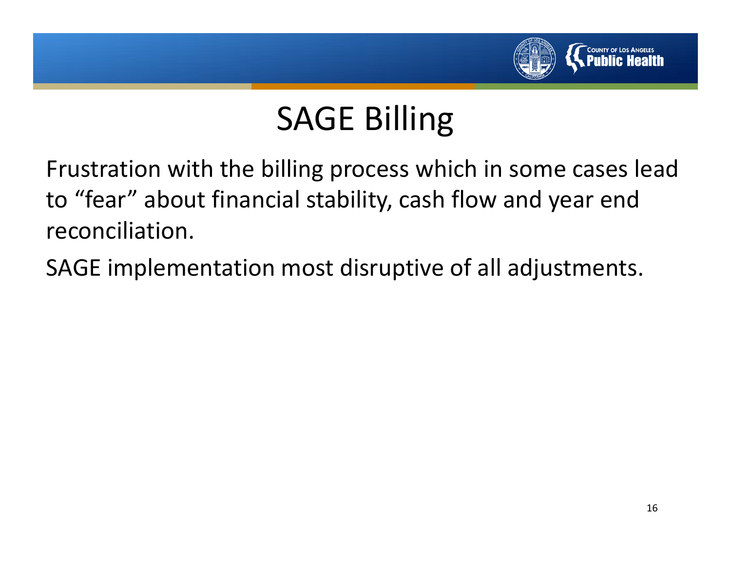# SAGE Billing

Frustration with the billing process which in some cases lead to “fear” about financial stability, cash flow and year end reconciliation.

SAGE implementation most disruptive of all adjustments.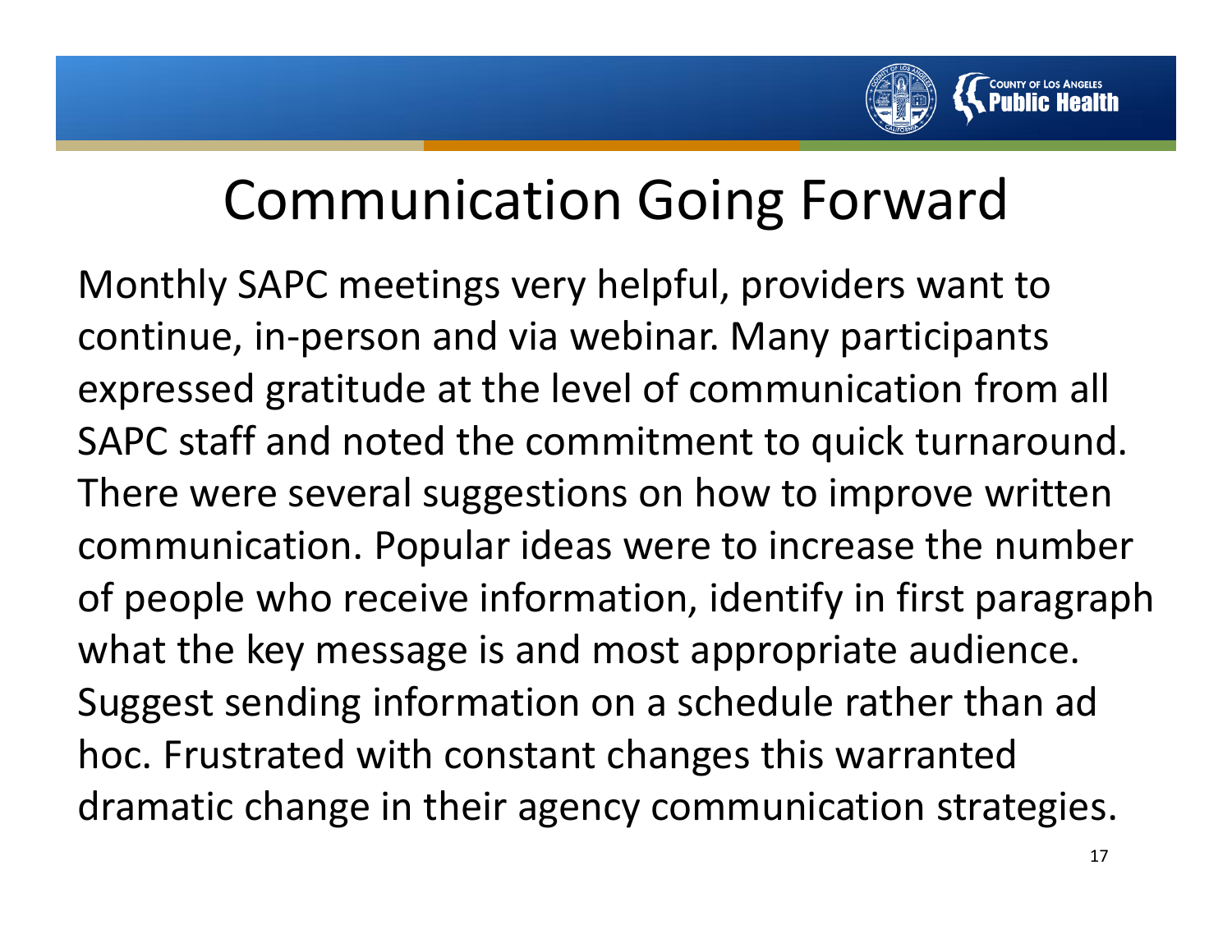# Communication Going Forward

Monthly SAPC meetings very helpful, providers want to continue, in-person and via webinar. Many participants expressed gratitude at the level of communication from all SAPC staff and noted the commitment to quick turnaround. There were several suggestions on how to improve written communication. Popular ideas were to increase the number of people who receive information, identify in first paragraph what the key message is and most appropriate audience. Suggest sending information on a schedule rather than ad hoc. Frustrated with constant changes this warranted dramatic change in their agency communication strategies.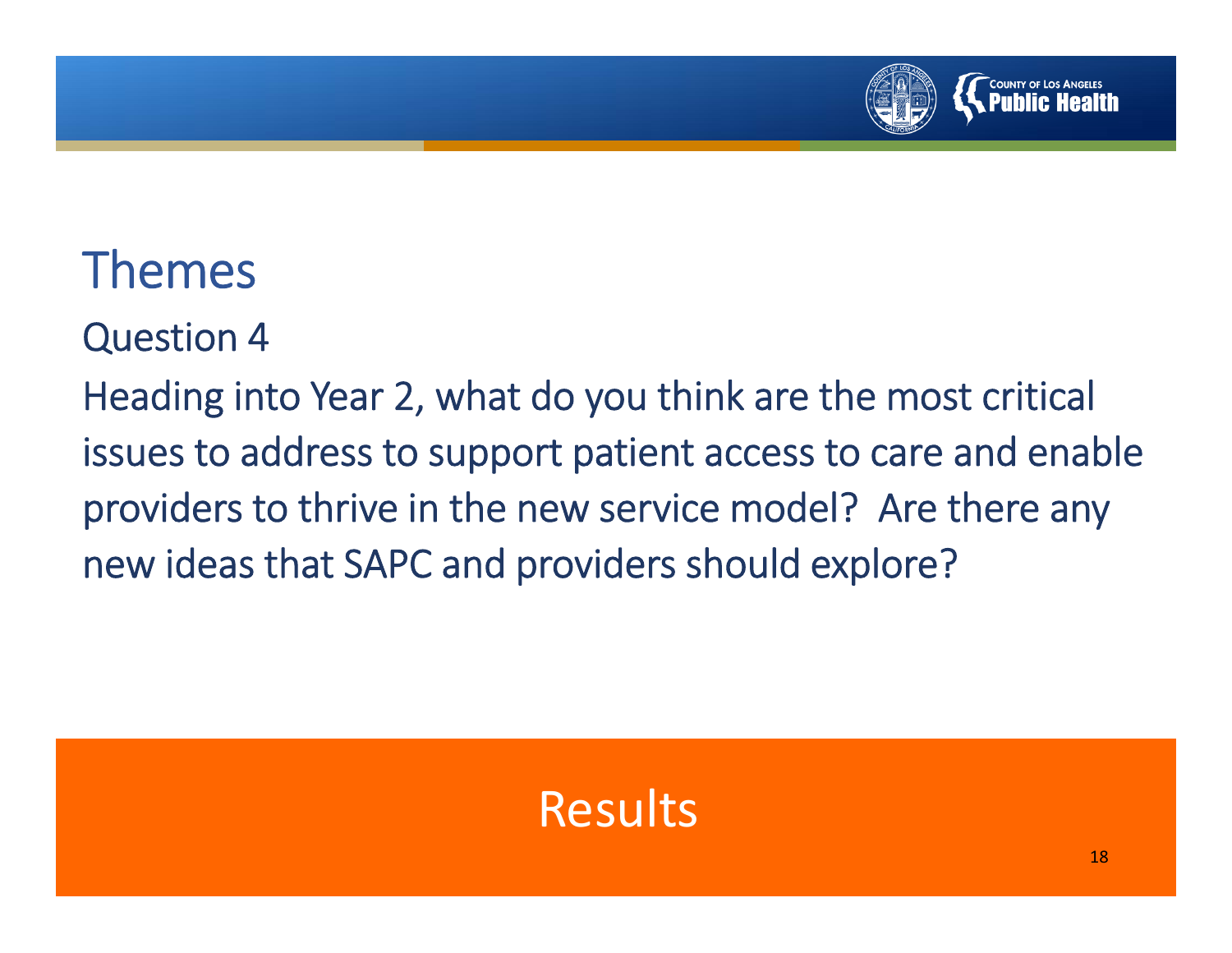# Themes

## Question 4

Heading into Year 2, what do you think are the most critical issues to address to support patient access to care and enable providers to thrive in the new service model? Are there any new ideas that SAPC and providers should explore?

Results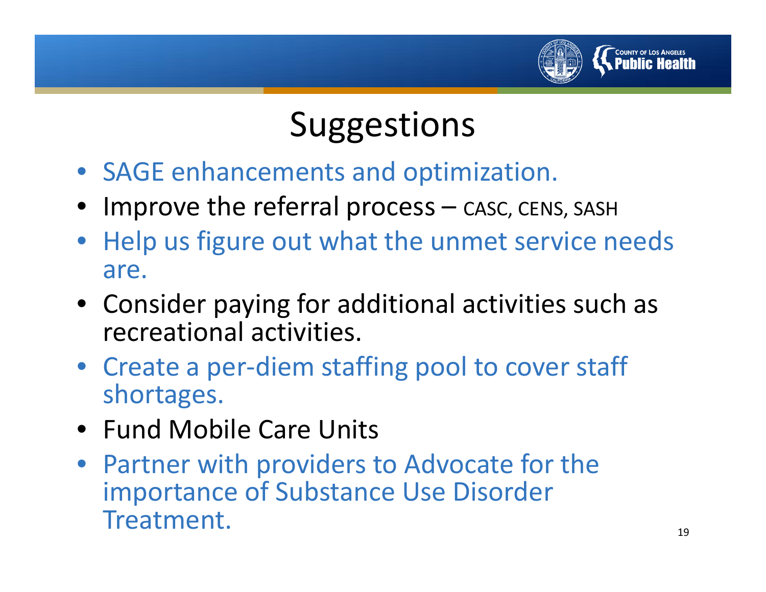# Suggestions

- SAGE enhancements and optimization.
- Improve the referral process – CASC, CENS, SASH
- Help us figure out what the unmet service needs are.
- Consider paying for additional activities such as recreational activities.
- Create a per-diem staffing pool to cover staff shortages.
- Fund Mobile Care Units
- Partner with providers to Advocate for the importance of Substance Use Disorder Treatment.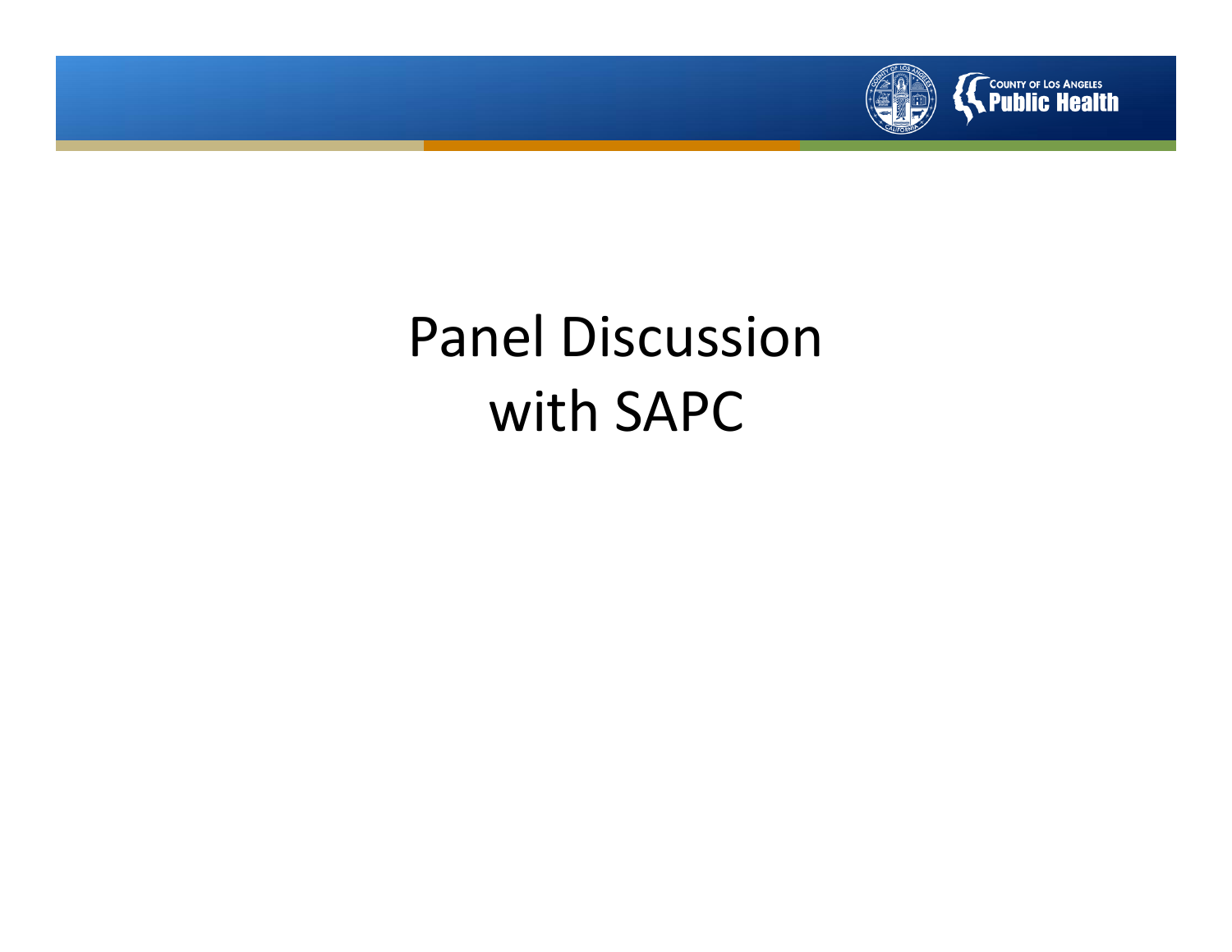# Panel Discussion with SAPC